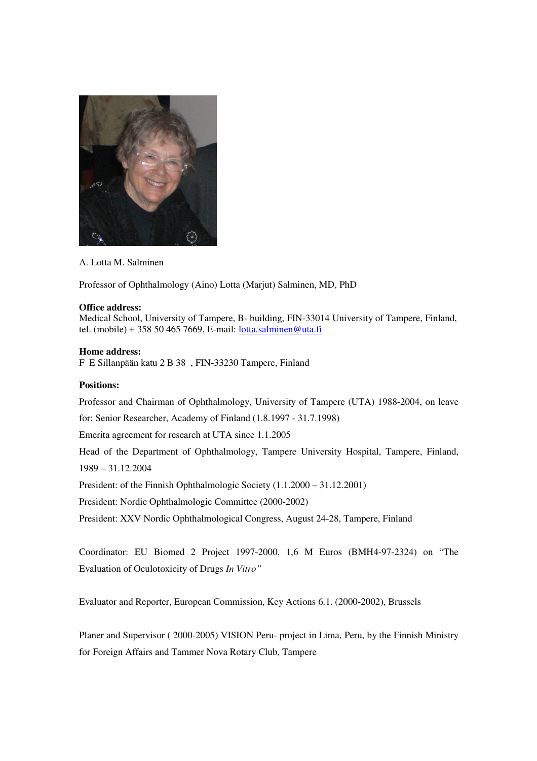A. Lotta M. Salminen

Professor of Ophthalmology (Aino) Lotta (Marjut) Salminen, MD, PhD

**Office address:**
Medical School, University of Tampere, B- building, FIN-33014 University of Tampere, Finland, tel. (mobile) + 358 50 465 7669, E-mail: lotta.salminen@uta.fi

**Home address:**
F E Sillanpään katu 2 B 38 , FIN-33230 Tampere, Finland

**Positions:**

Professor and Chairman of Ophthalmology, University of Tampere (UTA) 1988-2004, on leave for: Senior Researcher, Academy of Finland (1.8.1997 - 31.7.1998)

Emerita agreement for research at UTA since 1.1.2005

Head of the Department of Ophthalmology, Tampere University Hospital, Tampere, Finland, 1989 – 31.12.2004

President: of the Finnish Ophthalmologic Society (1.1.2000 – 31.12.2001)

President: Nordic Ophthalmologic Committee (2000-2002)

President: XXV Nordic Ophthalmological Congress, August 24-28, Tampere, Finland

Coordinator: EU Biomed 2 Project 1997-2000, 1,6 M Euros (BMH4-97-2324) on "The Evaluation of Oculotoxicity of Drugs *In Vitro"*

Evaluator and Reporter, European Commission, Key Actions 6.1. (2000-2002), Brussels

Planer and Supervisor ( 2000-2005) VISION Peru- project in Lima, Peru, by the Finnish Ministry for Foreign Affairs and Tammer Nova Rotary Club, Tampere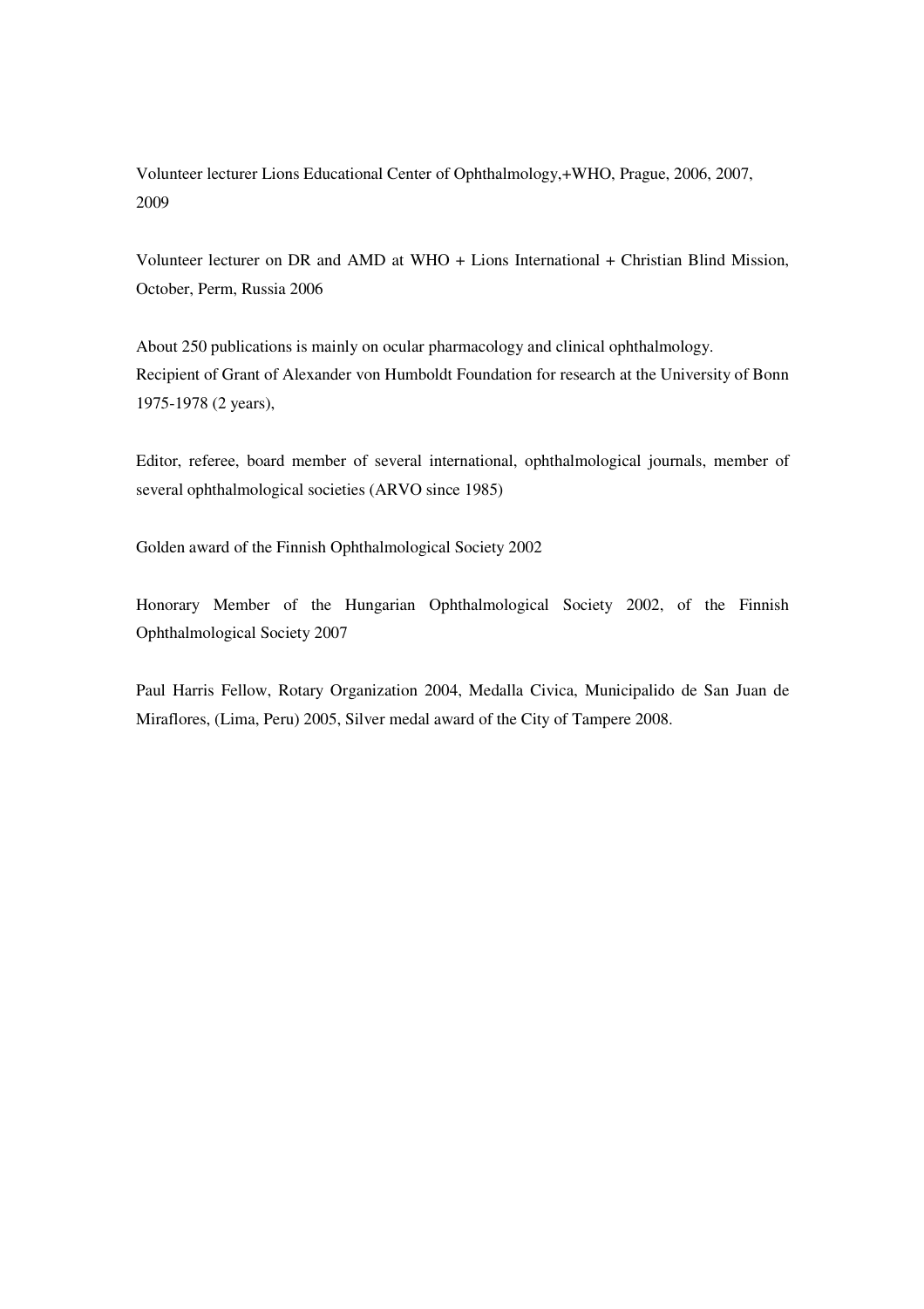Volunteer lecturer Lions Educational Center of Ophthalmology,+WHO, Prague, 2006, 2007, 2009

Volunteer lecturer on DR and AMD at WHO + Lions International + Christian Blind Mission, October, Perm, Russia 2006

About 250 publications is mainly on ocular pharmacology and clinical ophthalmology.
Recipient of Grant of Alexander von Humboldt Foundation for research at the University of Bonn 1975-1978 (2 years),

Editor, referee, board member of several international, ophthalmological journals, member of several ophthalmological societies (ARVO since 1985)

Golden award of the Finnish Ophthalmological Society 2002

Honorary Member of the Hungarian Ophthalmological Society 2002, of the Finnish Ophthalmological Society 2007

Paul Harris Fellow, Rotary Organization 2004, Medalla Civica, Municipalido de San Juan de Miraflores, (Lima, Peru) 2005, Silver medal award of the City of Tampere 2008.